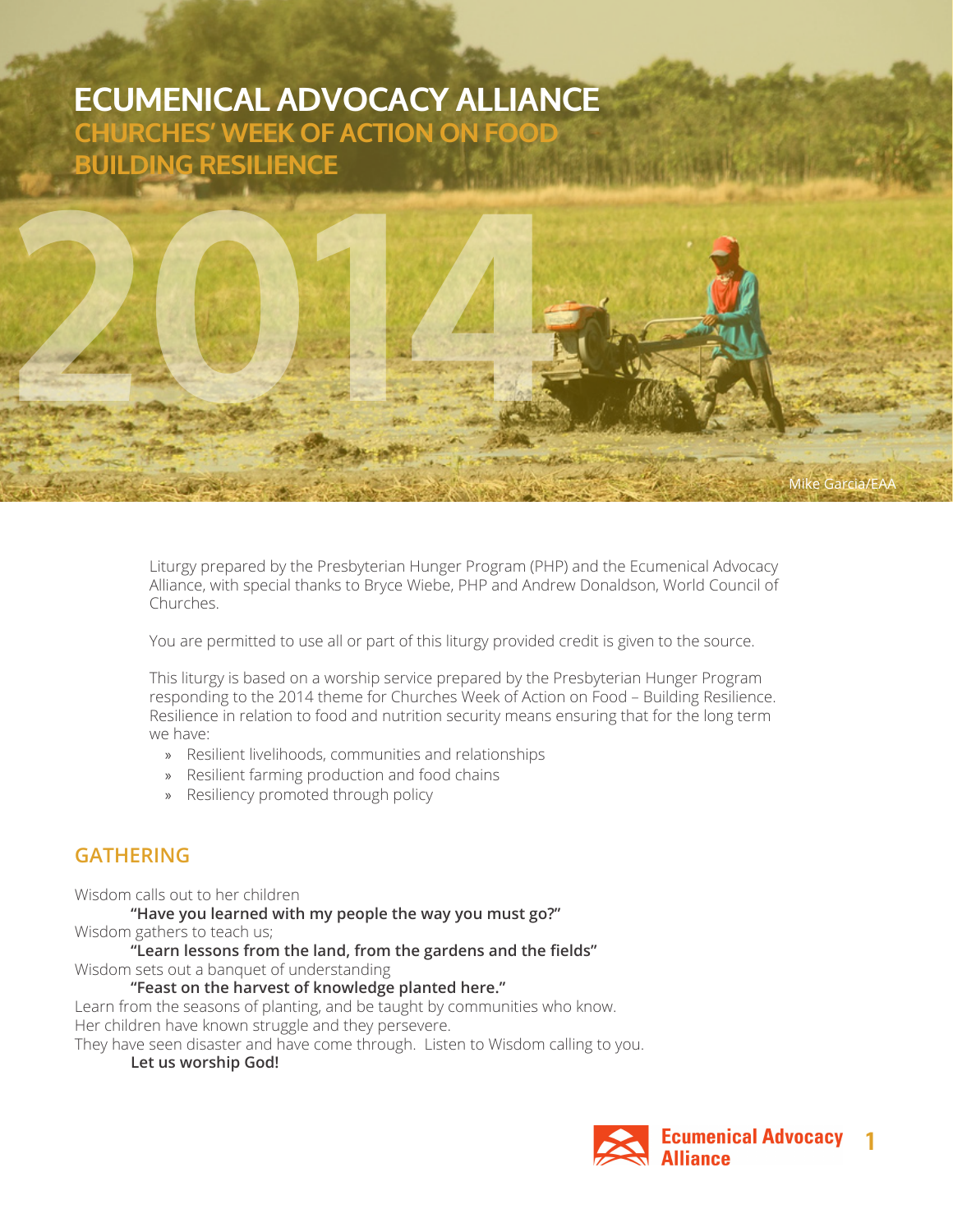# ECUMENICAL ADVOCACY ALLIANCE

## CHURCHES' WEEK OF ACTION ON FOOD BUILDING RESILIENCE

2014

Mike Garcia/EAA

Liturgy prepared by the Presbyterian Hunger Program (PHP) and the Ecumenical Advocacy Alliance, with special thanks to Bryce Wiebe, PHP and Andrew Donaldson, World Council of Churches.

You are permitted to use all or part of this liturgy provided credit is given to the source.

This liturgy is based on a worship service prepared by the Presbyterian Hunger Program responding to the 2014 theme for Churches Week of Action on Food – Building Resilience. Resilience in relation to food and nutrition security means ensuring that for the long term we have:

- Resilient livelihoods, communities and relationships
- Resilient farming production and food chains
- Resiliency promoted through policy

## GATHERING

Wisdom calls out to her children

> **"Have you learned with my people the way you must go?"**

Wisdom gathers to teach us;

> **"Learn lessons from the land, from the gardens and the fields"**

Wisdom sets out a banquet of understanding

> **"Feast on the harvest of knowledge planted here."**

Learn from the seasons of planting, and be taught by communities who know.
Her children have known struggle and they persevere.
They have seen disaster and have come through. Listen to Wisdom calling to you.

> **Let us worship God!**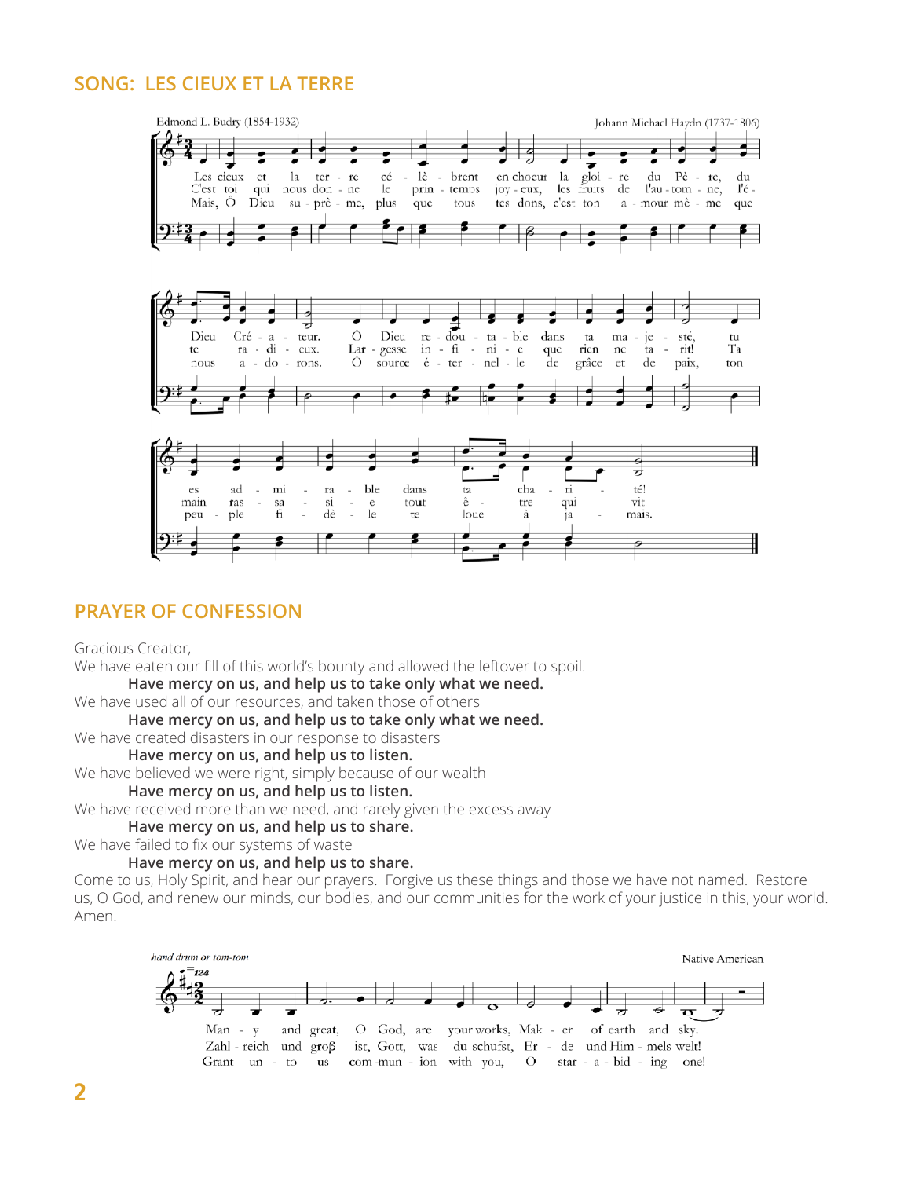## SONG: LES CIEUX ET LA TERRE

Edmond L. Budry (1854-1932) — Johann Michael Haydn (1737-1806)

Les cieux et la terre célèbrent en choeur la gloire du Père, du Dieu Créateur. Ô Dieu redoutable dans ta majesté, tu es admirable dans ta charité!

C'est toi qui nous donne le printemps joyeux, les fruits de l'automne, l'été radieux. Largesse infinie que rien ne tarit! Ta main rassasie tout être qui vit.

Mais, Ô Dieu suprême, plus que tous tes dons, c'est ton amour même que nous adorons. Ô source éternelle de grâce et de paix, ton peuple fidèle te loue à jamais.

## PRAYER OF CONFESSION

Gracious Creator,

We have eaten our fill of this world's bounty and allowed the leftover to spoil.

**Have mercy on us, and help us to take only what we need.**

We have used all of our resources, and taken those of others

**Have mercy on us, and help us to take only what we need.**

We have created disasters in our response to disasters

**Have mercy on us, and help us to listen.**

We have believed we were right, simply because of our wealth

**Have mercy on us, and help us to listen.**

We have received more than we need, and rarely given the excess away

**Have mercy on us, and help us to share.**

We have failed to fix our systems of waste

**Have mercy on us, and help us to share.**

Come to us, Holy Spirit, and hear our prayers. Forgive us these things and those we have not named. Restore us, O God, and renew our minds, our bodies, and our communities for the work of your justice in this, your world. Amen.

*hand drum or tom-tom* — Native American

Many and great, O God, are your works, Maker of earth and sky.

Zahlreich und groß ist, Gott, was du schufst, Erde und Himmelswelt!

Grant unto us communion with you, O star-abiding one!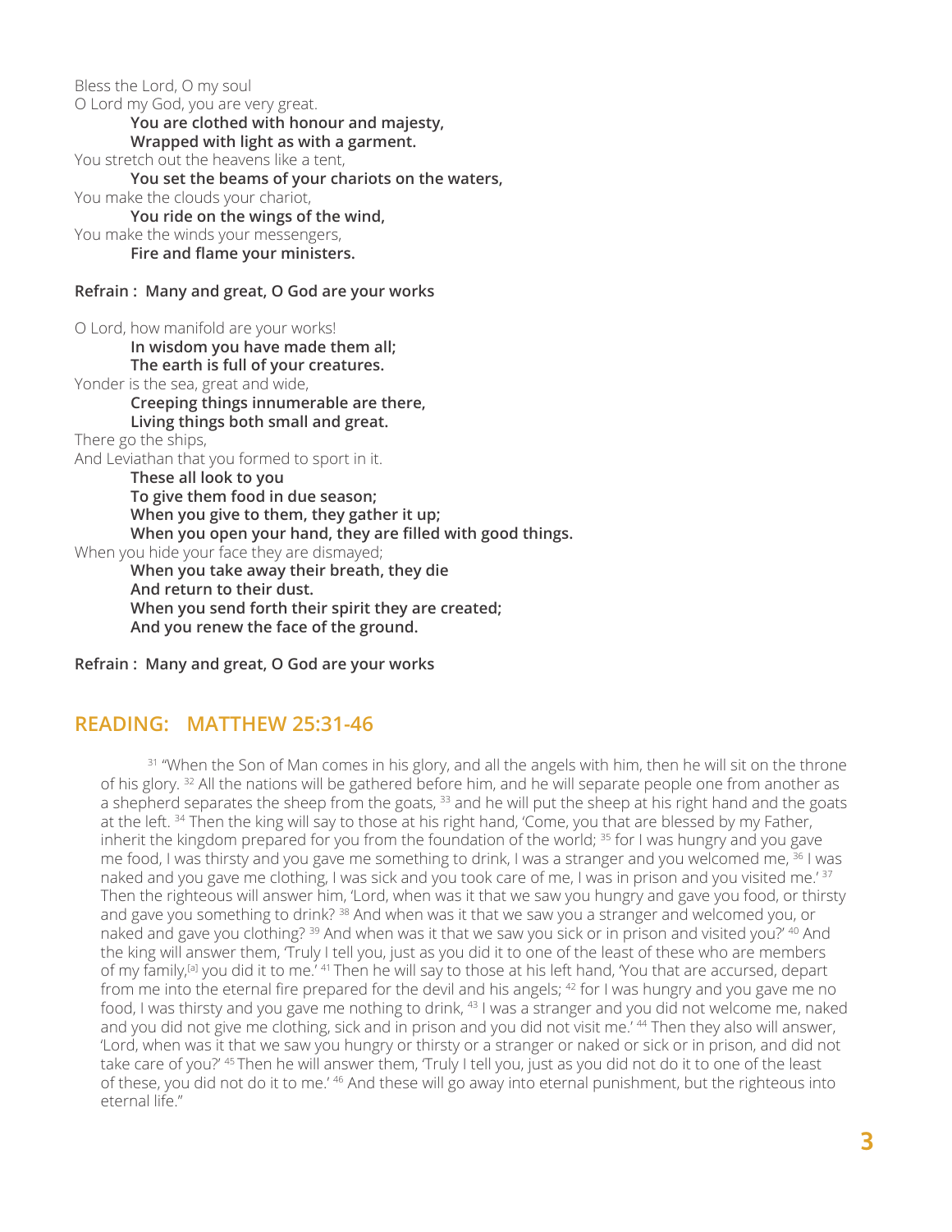Bless the Lord, O my soul
O Lord my God, you are very great.
**You are clothed with honour and majesty,**
**Wrapped with light as with a garment.**
You stretch out the heavens like a tent,
**You set the beams of your chariots on the waters,**
You make the clouds your chariot,
**You ride on the wings of the wind,**
You make the winds your messengers,
**Fire and flame your ministers.**

**Refrain : Many and great, O God are your works**

O Lord, how manifold are your works!
**In wisdom you have made them all;**
**The earth is full of your creatures.**
Yonder is the sea, great and wide,
**Creeping things innumerable are there,**
**Living things both small and great.**
There go the ships,
And Leviathan that you formed to sport in it.
**These all look to you**
**To give them food in due season;**
**When you give to them, they gather it up;**
**When you open your hand, they are filled with good things.**
When you hide your face they are dismayed;
**When you take away their breath, they die**
**And return to their dust.**
**When you send forth their spirit they are created;**
**And you renew the face of the ground.**

**Refrain : Many and great, O God are your works**

## READING: MATTHEW 25:31-46

[31] "When the Son of Man comes in his glory, and all the angels with him, then he will sit on the throne of his glory. [32] All the nations will be gathered before him, and he will separate people one from another as a shepherd separates the sheep from the goats, [33] and he will put the sheep at his right hand and the goats at the left. [34] Then the king will say to those at his right hand, 'Come, you that are blessed by my Father, inherit the kingdom prepared for you from the foundation of the world; [35] for I was hungry and you gave me food, I was thirsty and you gave me something to drink, I was a stranger and you welcomed me, [36] I was naked and you gave me clothing, I was sick and you took care of me, I was in prison and you visited me.' [37] Then the righteous will answer him, 'Lord, when was it that we saw you hungry and gave you food, or thirsty and gave you something to drink? [38] And when was it that we saw you a stranger and welcomed you, or naked and gave you clothing? [39] And when was it that we saw you sick or in prison and visited you?' [40] And the king will answer them, 'Truly I tell you, just as you did it to one of the least of these who are members of my family,[a] you did it to me.' [41] Then he will say to those at his left hand, 'You that are accursed, depart from me into the eternal fire prepared for the devil and his angels; [42] for I was hungry and you gave me no food, I was thirsty and you gave me nothing to drink, [43] I was a stranger and you did not welcome me, naked and you did not give me clothing, sick and in prison and you did not visit me.' [44] Then they also will answer, 'Lord, when was it that we saw you hungry or thirsty or a stranger or naked or sick or in prison, and did not take care of you?' [45] Then he will answer them, 'Truly I tell you, just as you did not do it to one of the least of these, you did not do it to me.' [46] And these will go away into eternal punishment, but the righteous into eternal life."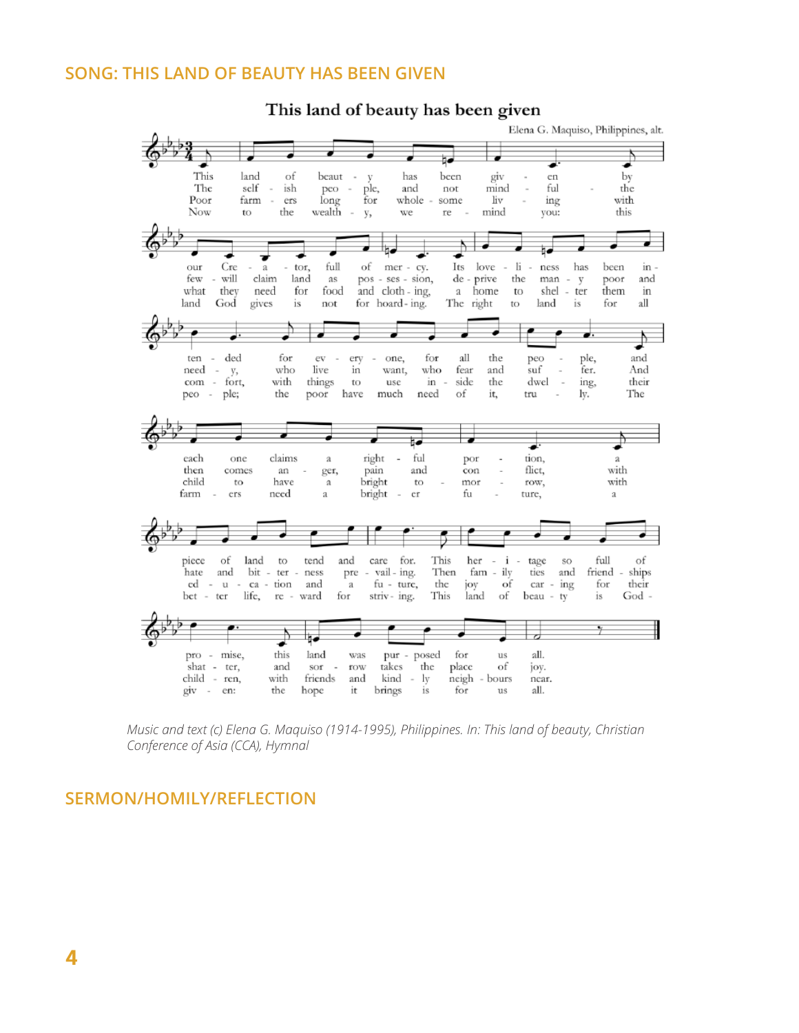## SONG: THIS LAND OF BEAUTY HAS BEEN GIVEN

### This land of beauty has been given

Elena G. Maquiso, Philippines, alt.

1. This land of beauty has been given by our Creator, full of mercy. Its loveliness has been intended for everyone, for all the people, and each one claims a rightful portion, a piece of land to tend and care for. This heritage so full of promise, this land was purposed for us all.

2. The selfish people, and not mindful the few will claim land as possession, deprive the many poor and needy, who live in want, who fear and suffer. And then comes anger, pain and conflict, with hate and bitterness prevailing. Then family ties and friendships shatter, and sorrow takes the place of joy.

3. Poor farmers long for wholesome living with what they need for food and clothing, a home to shelter them in comfort, with things to use inside the dwelling, their child to have a bright tomorrow, with education and a future, the joy of caring for their children, with friends and kindly neighbours near.

4. Now to the wealthy, we remind you: this land God gives is not for hoarding. The right to land is for all people; the poor have much need of it, truly. The farmers need a brighter future, a better life, reward for striving. This land of beauty is God-given: the hope it brings is for us all.

*Music and text (c) Elena G. Maquiso (1914-1995), Philippines. In: This land of beauty, Christian Conference of Asia (CCA), Hymnal*

## SERMON/HOMILY/REFLECTION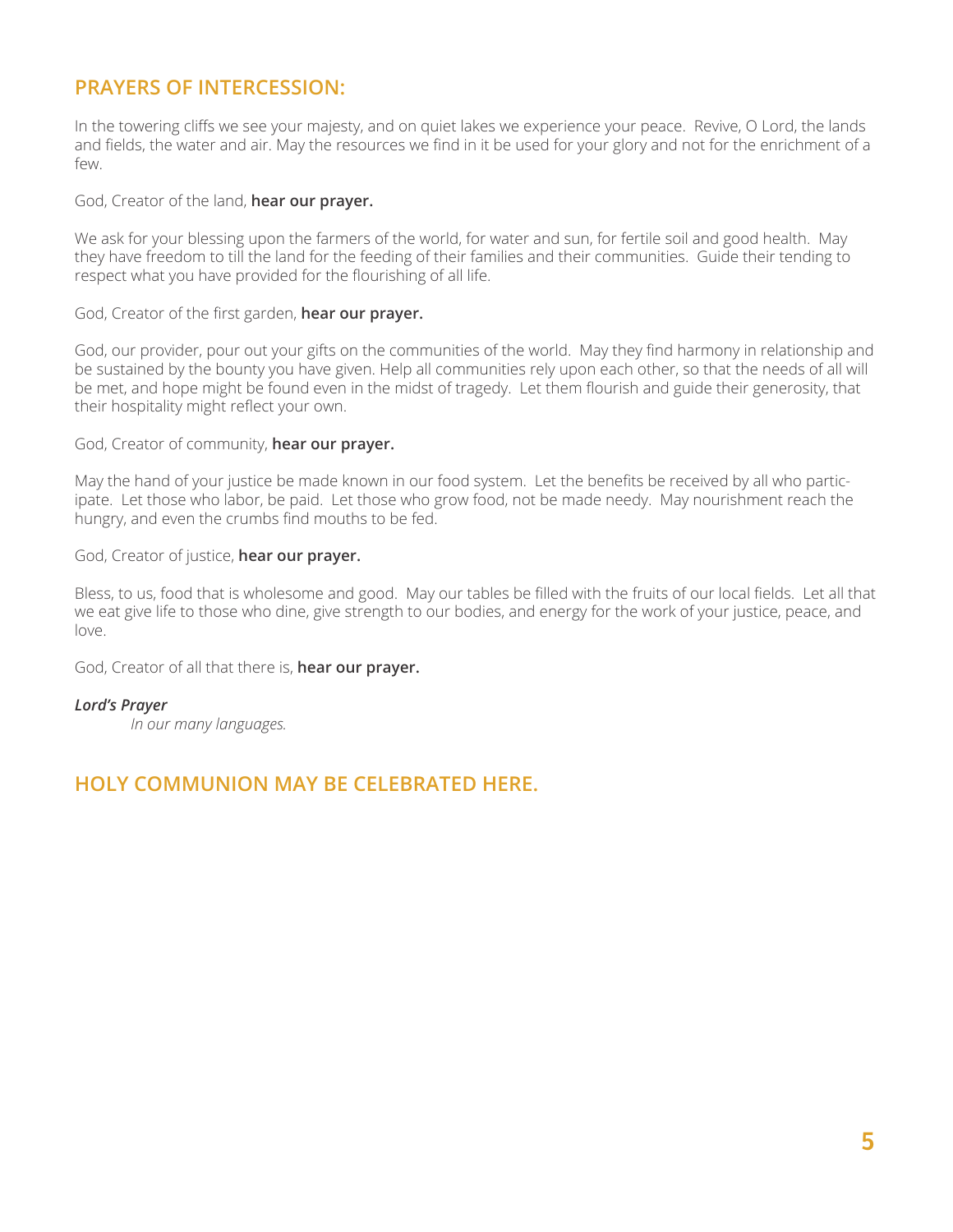## PRAYERS OF INTERCESSION:

In the towering cliffs we see your majesty, and on quiet lakes we experience your peace. Revive, O Lord, the lands and fields, the water and air. May the resources we find in it be used for your glory and not for the enrichment of a few.

God, Creator of the land, **hear our prayer.**

We ask for your blessing upon the farmers of the world, for water and sun, for fertile soil and good health. May they have freedom to till the land for the feeding of their families and their communities. Guide their tending to respect what you have provided for the flourishing of all life.

God, Creator of the first garden, **hear our prayer.**

God, our provider, pour out your gifts on the communities of the world. May they find harmony in relationship and be sustained by the bounty you have given. Help all communities rely upon each other, so that the needs of all will be met, and hope might be found even in the midst of tragedy. Let them flourish and guide their generosity, that their hospitality might reflect your own.

God, Creator of community, **hear our prayer.**

May the hand of your justice be made known in our food system. Let the benefits be received by all who participate. Let those who labor, be paid. Let those who grow food, not be made needy. May nourishment reach the hungry, and even the crumbs find mouths to be fed.

God, Creator of justice, **hear our prayer.**

Bless, to us, food that is wholesome and good. May our tables be filled with the fruits of our local fields. Let all that we eat give life to those who dine, give strength to our bodies, and energy for the work of your justice, peace, and love.

God, Creator of all that there is, **hear our prayer.**

***Lord's Prayer***

*In our many languages.*

## HOLY COMMUNION MAY BE CELEBRATED HERE.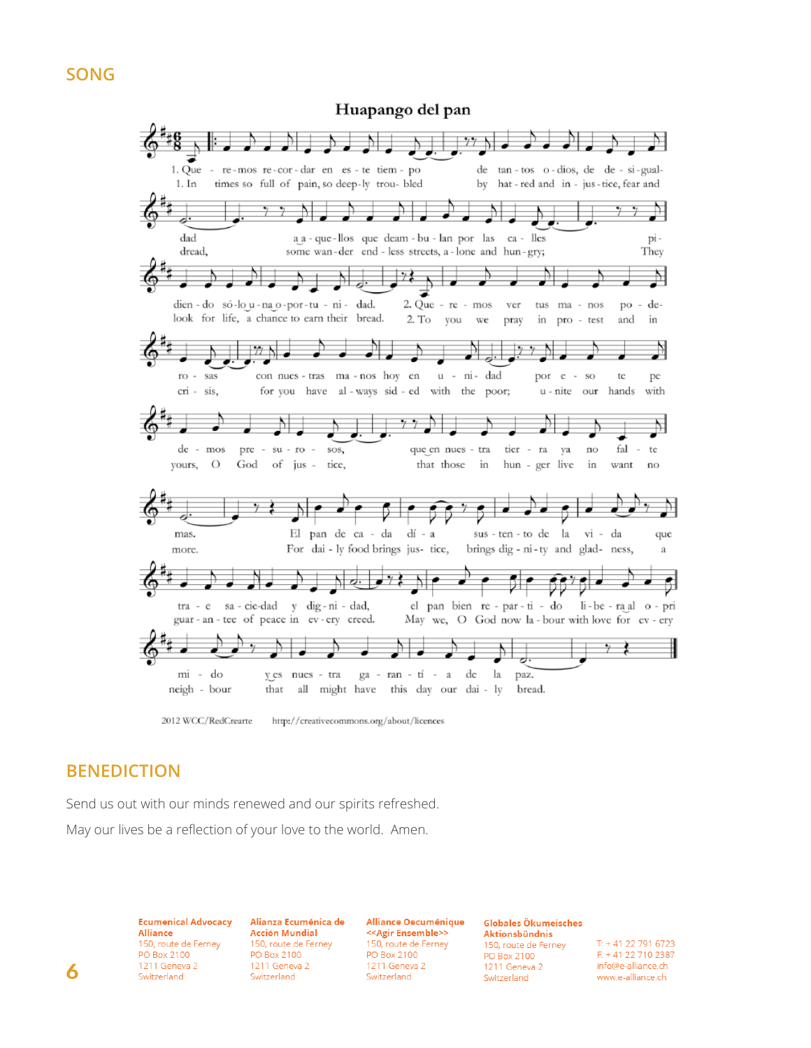## SONG

Huapango del pan

2012 WCC/RedCrearte    http://creativecommons.org/about/licences

## BENEDICTION

Send us out with our minds renewed and our spirits refreshed.

May our lives be a reflection of your love to the world.  Amen.

**Ecumenical Advocacy Alliance**
150, route de Ferney
PO Box 2100
1211 Geneva 2
Switzerland

**Alianza Ecuménica de Acción Mundial**
150, route de Ferney
PO Box 2100
1211 Geneva 2
Switzerland

**Alliance Oecuménique <<Agir Ensemble>>**
150, route de Ferney
PO Box 2100
1211 Geneva 2
Switzerland

**Globales Ökumenisches Aktionsbündnis**
150, route de Ferney
PO Box 2100
1211 Geneva 2
Switzerland

T: + 41 22 791 6723
F: + 41 22 710 2387
info@e-alliance.ch
www.e-alliance.ch